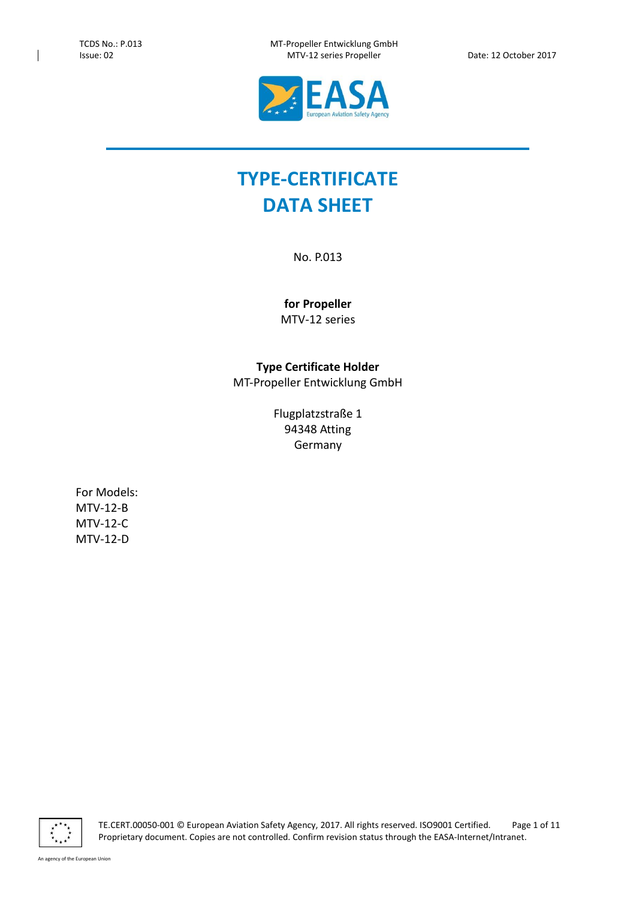# TYPE-CERTIFICATE DATA SHEET

No. P.013

**for Propeller**
MTV-12 series

**Type Certificate Holder**
MT-Propeller Entwicklung GmbH

Flugplatzstraße 1
94348 Atting
Germany

For Models:
MTV-12-B
MTV-12-C
MTV-12-D

TE.CERT.00050-001 © European Aviation Safety Agency, 2017. All rights reserved. ISO9001 Certified.
Proprietary document. Copies are not controlled. Confirm revision status through the EASA-Internet/Intranet.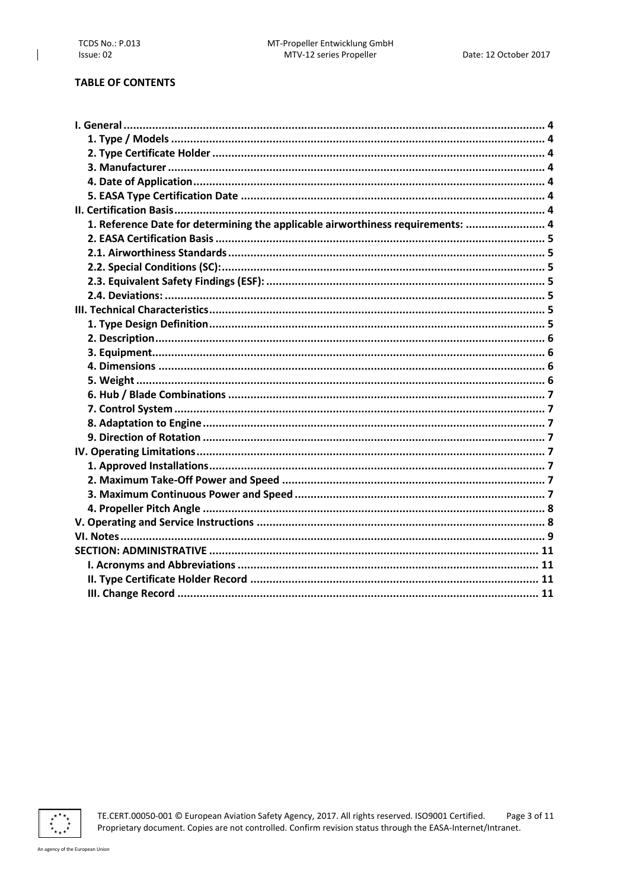**TABLE OF CONTENTS**

| | |
|---|---|
| **I. General** | **4** |
| **1. Type / Models** | **4** |
| **2. Type Certificate Holder** | **4** |
| **3. Manufacturer** | **4** |
| **4. Date of Application** | **4** |
| **5. EASA Type Certification Date** | **4** |
| **II. Certification Basis** | **4** |
| **1. Reference Date for determining the applicable airworthiness requirements:** | **4** |
| **2. EASA Certification Basis** | **5** |
| **2.1. Airworthiness Standards** | **5** |
| **2.2. Special Conditions (SC):** | **5** |
| **2.3. Equivalent Safety Findings (ESF):** | **5** |
| **2.4. Deviations:** | **5** |
| **III. Technical Characteristics** | **5** |
| **1. Type Design Definition** | **5** |
| **2. Description** | **6** |
| **3. Equipment** | **6** |
| **4. Dimensions** | **6** |
| **5. Weight** | **6** |
| **6. Hub / Blade Combinations** | **7** |
| **7. Control System** | **7** |
| **8. Adaptation to Engine** | **7** |
| **9. Direction of Rotation** | **7** |
| **IV. Operating Limitations** | **7** |
| **1. Approved Installations** | **7** |
| **2. Maximum Take-Off Power and Speed** | **7** |
| **3. Maximum Continuous Power and Speed** | **7** |
| **4. Propeller Pitch Angle** | **8** |
| **V. Operating and Service Instructions** | **8** |
| **VI. Notes** | **9** |
| **SECTION: ADMINISTRATIVE** | **11** |
| **I. Acronyms and Abbreviations** | **11** |
| **II. Type Certificate Holder Record** | **11** |
| **III. Change Record** | **11** |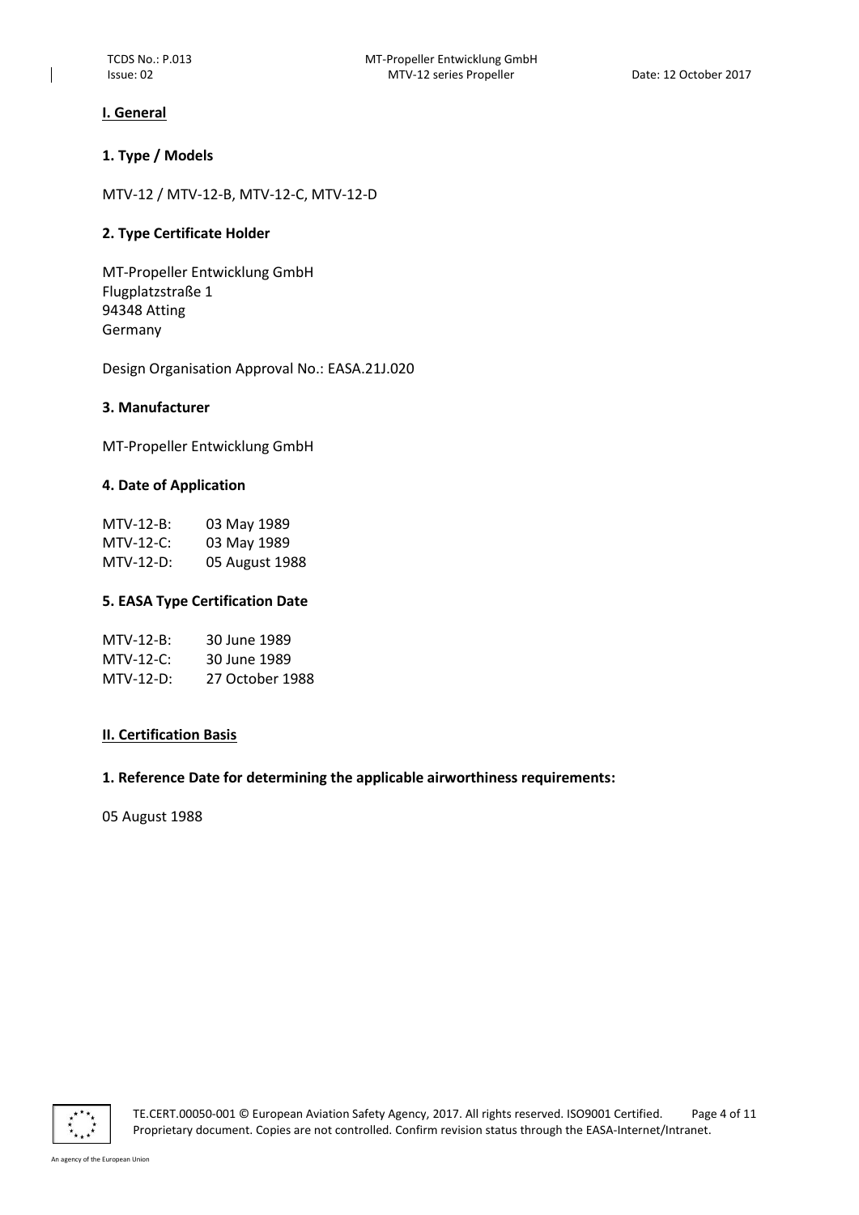## I. General

### 1. Type / Models

MTV-12 / MTV-12-B, MTV-12-C, MTV-12-D

### 2. Type Certificate Holder

MT-Propeller Entwicklung GmbH
Flugplatzstraße 1
94348 Atting
Germany

Design Organisation Approval No.: EASA.21J.020

### 3. Manufacturer

MT-Propeller Entwicklung GmbH

### 4. Date of Application

| | |
|---|---|
| MTV-12-B: | 03 May 1989 |
| MTV-12-C: | 03 May 1989 |
| MTV-12-D: | 05 August 1988 |

### 5. EASA Type Certification Date

| | |
|---|---|
| MTV-12-B: | 30 June 1989 |
| MTV-12-C: | 30 June 1989 |
| MTV-12-D: | 27 October 1988 |

## II. Certification Basis

### 1. Reference Date for determining the applicable airworthiness requirements:

05 August 1988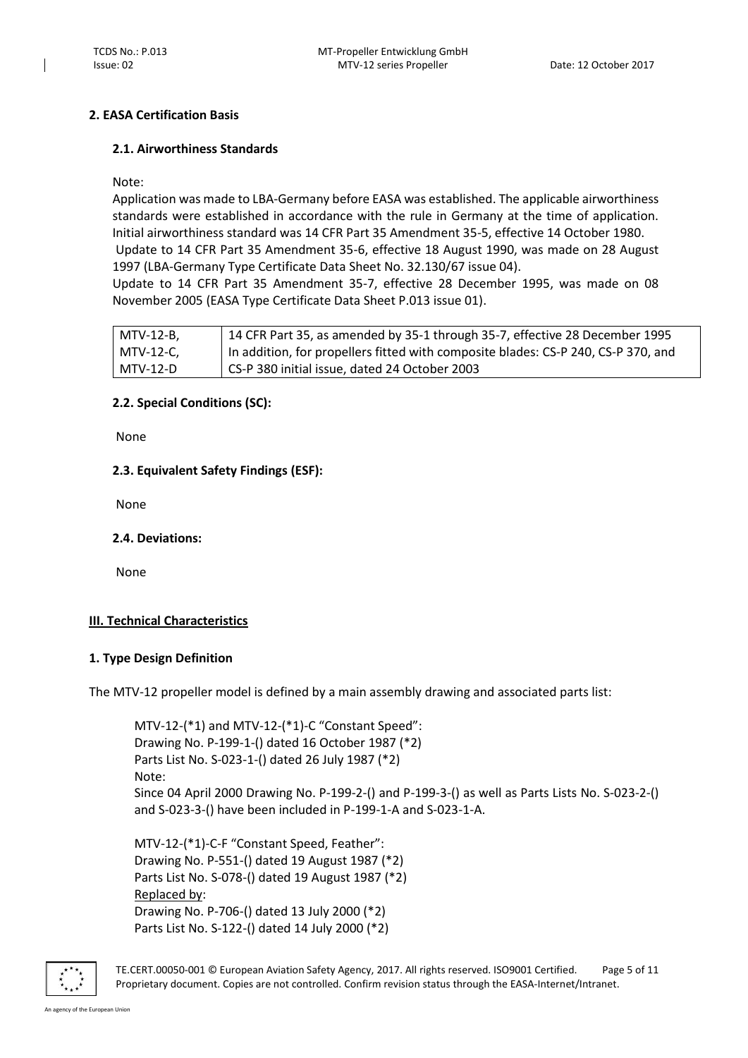## 2. EASA Certification Basis

### 2.1. Airworthiness Standards

Note:
Application was made to LBA-Germany before EASA was established. The applicable airworthiness standards were established in accordance with the rule in Germany at the time of application. Initial airworthiness standard was 14 CFR Part 35 Amendment 35-5, effective 14 October 1980.
Update to 14 CFR Part 35 Amendment 35-6, effective 18 August 1990, was made on 28 August 1997 (LBA-Germany Type Certificate Data Sheet No. 32.130/67 issue 04).
Update to 14 CFR Part 35 Amendment 35-7, effective 28 December 1995, was made on 08 November 2005 (EASA Type Certificate Data Sheet P.013 issue 01).

| | |
|---|---|
| MTV-12-B, MTV-12-C, MTV-12-D | 14 CFR Part 35, as amended by 35-1 through 35-7, effective 28 December 1995 In addition, for propellers fitted with composite blades: CS-P 240, CS-P 370, and CS-P 380 initial issue, dated 24 October 2003 |

### 2.2. Special Conditions (SC):

None

### 2.3. Equivalent Safety Findings (ESF):

None

### 2.4. Deviations:

None

## III. Technical Characteristics

### 1. Type Design Definition

The MTV-12 propeller model is defined by a main assembly drawing and associated parts list:

MTV-12-(*1) and MTV-12-(*1)-C "Constant Speed":
Drawing No. P-199-1-() dated 16 October 1987 (*2)
Parts List No. S-023-1-() dated 26 July 1987 (*2)
Note:
Since 04 April 2000 Drawing No. P-199-2-() and P-199-3-() as well as Parts Lists No. S-023-2-() and S-023-3-() have been included in P-199-1-A and S-023-1-A.

MTV-12-(*1)-C-F "Constant Speed, Feather":
Drawing No. P-551-() dated 19 August 1987 (*2)
Parts List No. S-078-() dated 19 August 1987 (*2)
Replaced by:
Drawing No. P-706-() dated 13 July 2000 (*2)
Parts List No. S-122-() dated 14 July 2000 (*2)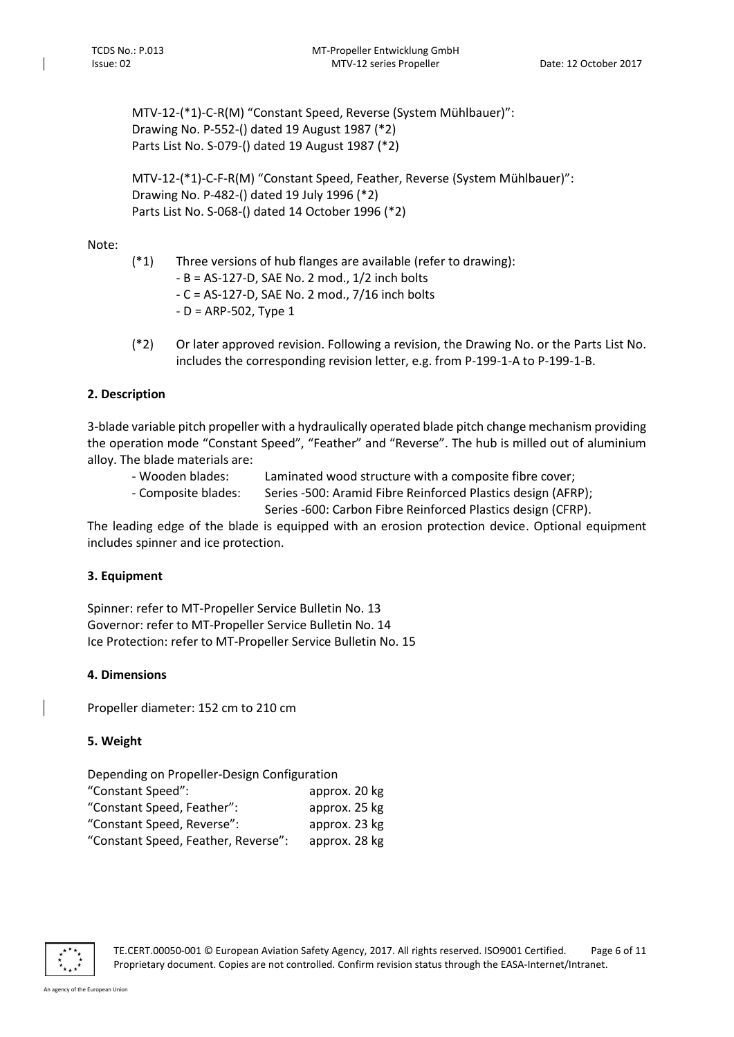MTV-12-(*1)-C-R(M) "Constant Speed, Reverse (System Mühlbauer)":
Drawing No. P-552-() dated 19 August 1987 (*2)
Parts List No. S-079-() dated 19 August 1987 (*2)

MTV-12-(*1)-C-F-R(M) "Constant Speed, Feather, Reverse (System Mühlbauer)":
Drawing No. P-482-() dated 19 July 1996 (*2)
Parts List No. S-068-() dated 14 October 1996 (*2)

Note:

(*1) Three versions of hub flanges are available (refer to drawing):
- B = AS-127-D, SAE No. 2 mod., 1/2 inch bolts
- C = AS-127-D, SAE No. 2 mod., 7/16 inch bolts
- D = ARP-502, Type 1

(*2) Or later approved revision. Following a revision, the Drawing No. or the Parts List No. includes the corresponding revision letter, e.g. from P-199-1-A to P-199-1-B.

## 2. Description

3-blade variable pitch propeller with a hydraulically operated blade pitch change mechanism providing the operation mode "Constant Speed", "Feather" and "Reverse". The hub is milled out of aluminium alloy. The blade materials are:

- Wooden blades: Laminated wood structure with a composite fibre cover;
- Composite blades: Series -500: Aramid Fibre Reinforced Plastics design (AFRP);
  Series -600: Carbon Fibre Reinforced Plastics design (CFRP).

The leading edge of the blade is equipped with an erosion protection device. Optional equipment includes spinner and ice protection.

## 3. Equipment

Spinner: refer to MT-Propeller Service Bulletin No. 13
Governor: refer to MT-Propeller Service Bulletin No. 14
Ice Protection: refer to MT-Propeller Service Bulletin No. 15

## 4. Dimensions

Propeller diameter: 152 cm to 210 cm

## 5. Weight

Depending on Propeller-Design Configuration

| | |
|---|---|
| "Constant Speed": | approx. 20 kg |
| "Constant Speed, Feather": | approx. 25 kg |
| "Constant Speed, Reverse": | approx. 23 kg |
| "Constant Speed, Feather, Reverse": | approx. 28 kg |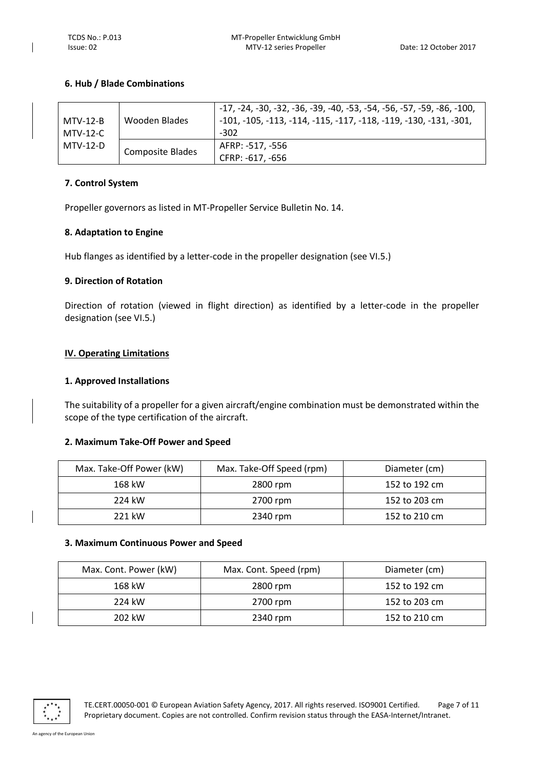### 6. Hub / Blade Combinations

| | | |
|---|---|---|
| MTV-12-B<br>MTV-12-C<br>MTV-12-D | Wooden Blades | -17, -24, -30, -32, -36, -39, -40, -53, -54, -56, -57, -59, -86, -100, -101, -105, -113, -114, -115, -117, -118, -119, -130, -131, -301, -302 |
| | Composite Blades | AFRP: -517, -556<br>CFRP: -617, -656 |

### 7. Control System

Propeller governors as listed in MT-Propeller Service Bulletin No. 14.

### 8. Adaptation to Engine

Hub flanges as identified by a letter-code in the propeller designation (see VI.5.)

### 9. Direction of Rotation

Direction of rotation (viewed in flight direction) as identified by a letter-code in the propeller designation (see VI.5.)

## IV. Operating Limitations

### 1. Approved Installations

The suitability of a propeller for a given aircraft/engine combination must be demonstrated within the scope of the type certification of the aircraft.

### 2. Maximum Take-Off Power and Speed

| Max. Take-Off Power (kW) | Max. Take-Off Speed (rpm) | Diameter (cm) |
|---|---|---|
| 168 kW | 2800 rpm | 152 to 192 cm |
| 224 kW | 2700 rpm | 152 to 203 cm |
| 221 kW | 2340 rpm | 152 to 210 cm |

### 3. Maximum Continuous Power and Speed

| Max. Cont. Power (kW) | Max. Cont. Speed (rpm) | Diameter (cm) |
|---|---|---|
| 168 kW | 2800 rpm | 152 to 192 cm |
| 224 kW | 2700 rpm | 152 to 203 cm |
| 202 kW | 2340 rpm | 152 to 210 cm |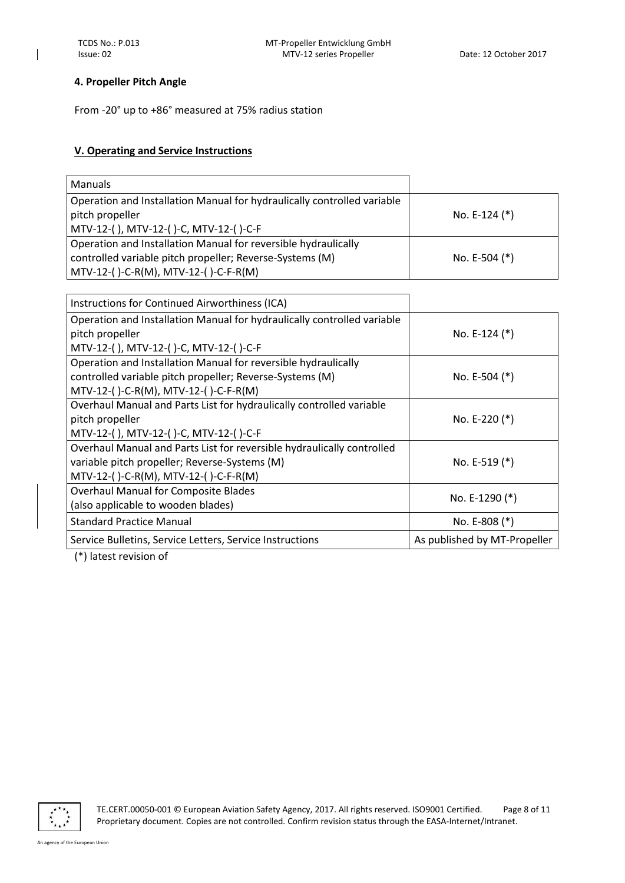### 4. Propeller Pitch Angle

From -20° up to +86° measured at 75% radius station

## V. Operating and Service Instructions

| Manuals | |
|---|---|
| Operation and Installation Manual for hydraulically controlled variable pitch propeller<br>MTV-12-( ), MTV-12-( )-C, MTV-12-( )-C-F | No. E-124 (*) |
| Operation and Installation Manual for reversible hydraulically controlled variable pitch propeller; Reverse-Systems (M)<br>MTV-12-( )-C-R(M), MTV-12-( )-C-F-R(M) | No. E-504 (*) |

| Instructions for Continued Airworthiness (ICA) | |
|---|---|
| Operation and Installation Manual for hydraulically controlled variable pitch propeller<br>MTV-12-( ), MTV-12-( )-C, MTV-12-( )-C-F | No. E-124 (*) |
| Operation and Installation Manual for reversible hydraulically controlled variable pitch propeller; Reverse-Systems (M)<br>MTV-12-( )-C-R(M), MTV-12-( )-C-F-R(M) | No. E-504 (*) |
| Overhaul Manual and Parts List for hydraulically controlled variable pitch propeller<br>MTV-12-( ), MTV-12-( )-C, MTV-12-( )-C-F | No. E-220 (*) |
| Overhaul Manual and Parts List for reversible hydraulically controlled variable pitch propeller; Reverse-Systems (M)<br>MTV-12-( )-C-R(M), MTV-12-( )-C-F-R(M) | No. E-519 (*) |
| Overhaul Manual for Composite Blades<br>(also applicable to wooden blades) | No. E-1290 (*) |
| Standard Practice Manual | No. E-808 (*) |
| Service Bulletins, Service Letters, Service Instructions | As published by MT-Propeller |

(*) latest revision of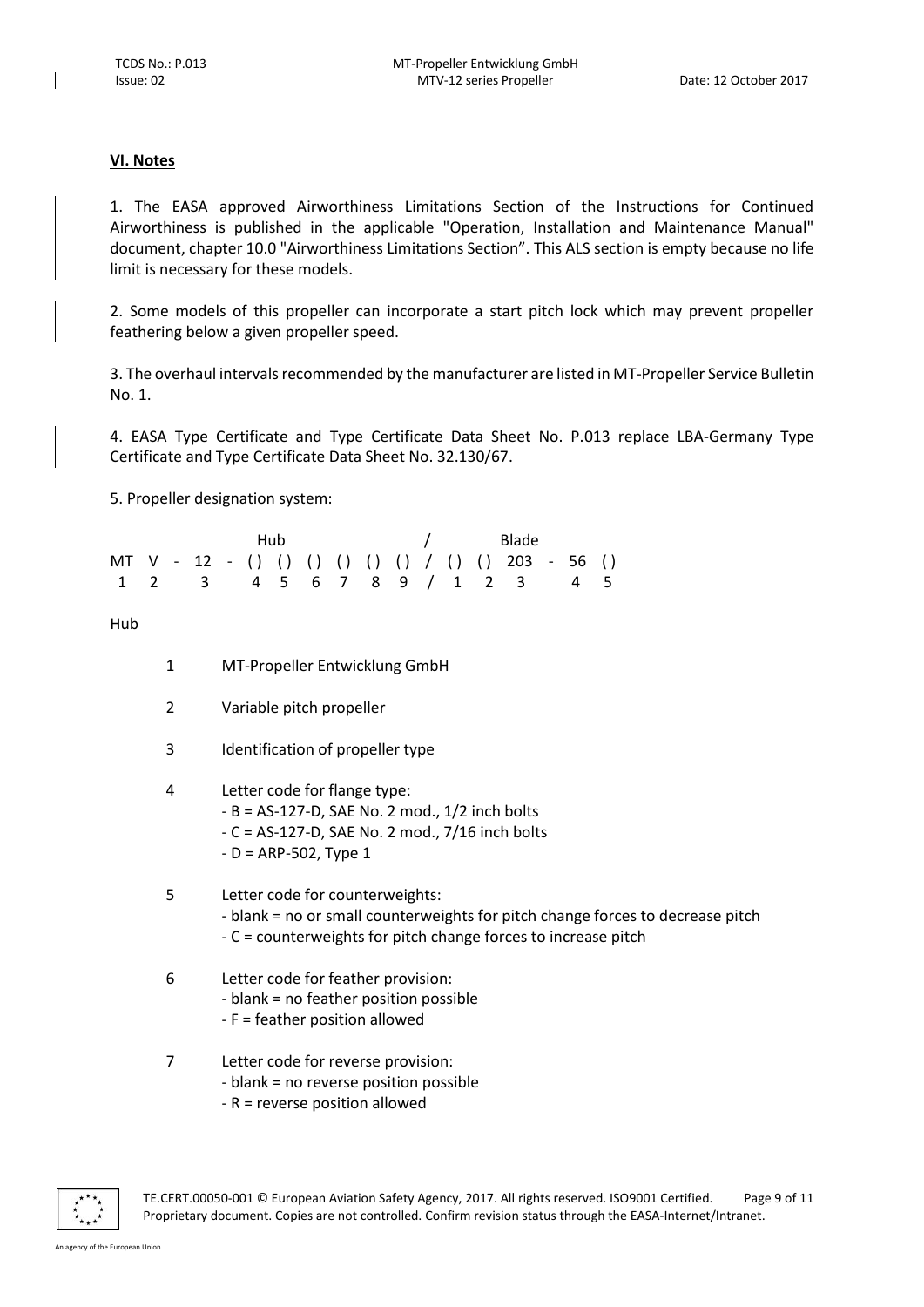## VI. Notes

1. The EASA approved Airworthiness Limitations Section of the Instructions for Continued Airworthiness is published in the applicable "Operation, Installation and Maintenance Manual" document, chapter 10.0 "Airworthiness Limitations Section". This ALS section is empty because no life limit is necessary for these models.

2. Some models of this propeller can incorporate a start pitch lock which may prevent propeller feathering below a given propeller speed.

3. The overhaul intervals recommended by the manufacturer are listed in MT-Propeller Service Bulletin No. 1.

4. EASA Type Certificate and Type Certificate Data Sheet No. P.013 replace LBA-Germany Type Certificate and Type Certificate Data Sheet No. 32.130/67.

5. Propeller designation system:

```
                   Hub                      /          Blade
MT  V  -  12  -  ( ) ( ) ( ) ( ) ( ) ( )  /  ( ) ( ) 203  -  56 ( )
 1  2      3      4   5   6   7   8   9   /   1   2   3        4   5
```

Hub

1. MT-Propeller Entwicklung GmbH
2. Variable pitch propeller
3. Identification of propeller type
4. Letter code for flange type:
   - B = AS-127-D, SAE No. 2 mod., 1/2 inch bolts
   - C = AS-127-D, SAE No. 2 mod., 7/16 inch bolts
   - D = ARP-502, Type 1
5. Letter code for counterweights:
   - blank = no or small counterweights for pitch change forces to decrease pitch
   - C = counterweights for pitch change forces to increase pitch
6. Letter code for feather provision:
   - blank = no feather position possible
   - F = feather position allowed
7. Letter code for reverse provision:
   - blank = no reverse position possible
   - R = reverse position allowed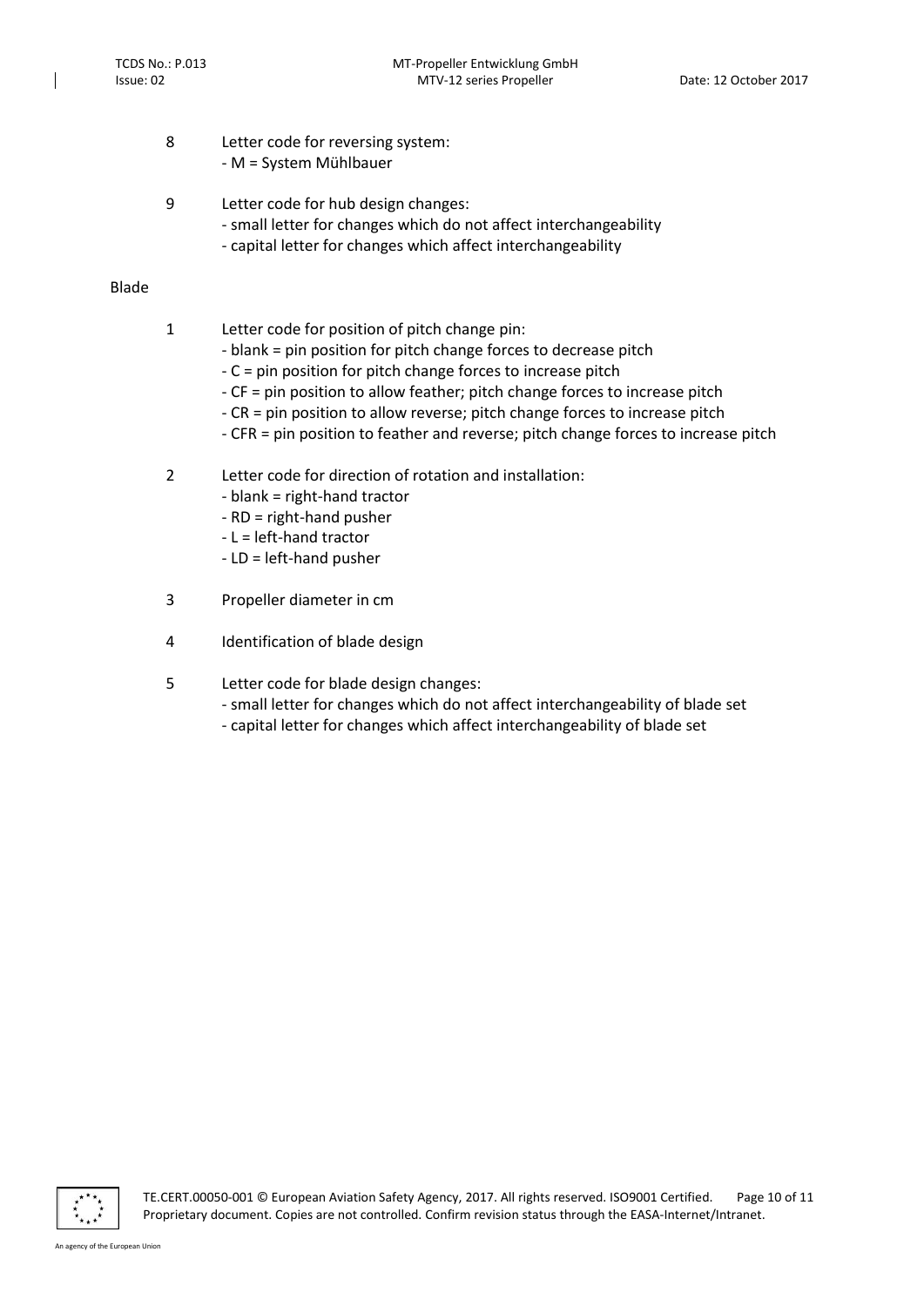8 Letter code for reversing system:
- M = System Mühlbauer

9 Letter code for hub design changes:
- small letter for changes which do not affect interchangeability
- capital letter for changes which affect interchangeability

Blade

1 Letter code for position of pitch change pin:
- blank = pin position for pitch change forces to decrease pitch
- C = pin position for pitch change forces to increase pitch
- CF = pin position to allow feather; pitch change forces to increase pitch
- CR = pin position to allow reverse; pitch change forces to increase pitch
- CFR = pin position to feather and reverse; pitch change forces to increase pitch

2 Letter code for direction of rotation and installation:
- blank = right-hand tractor
- RD = right-hand pusher
- L = left-hand tractor
- LD = left-hand pusher

3 Propeller diameter in cm

4 Identification of blade design

5 Letter code for blade design changes:
- small letter for changes which do not affect interchangeability of blade set
- capital letter for changes which affect interchangeability of blade set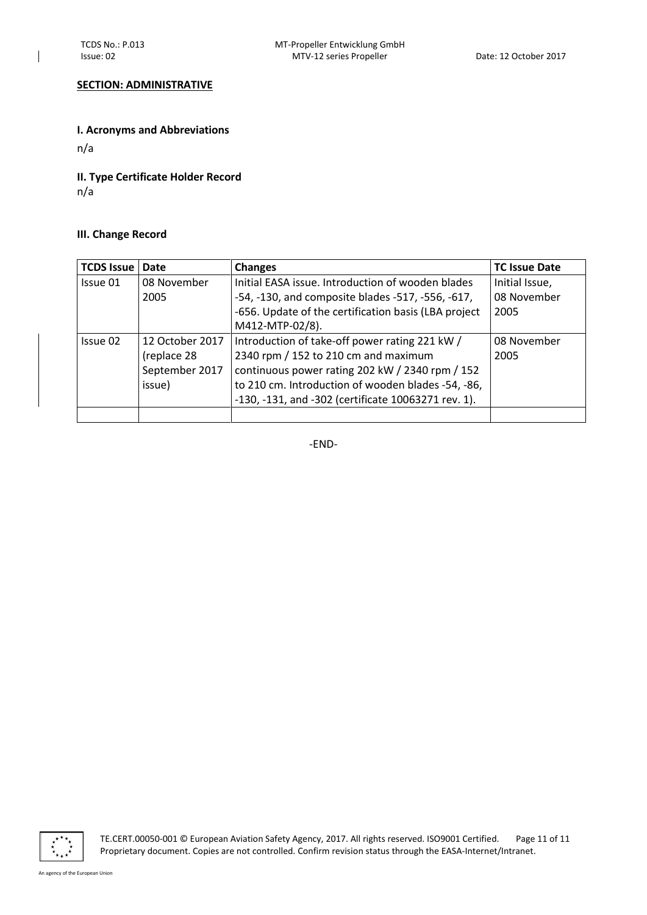**SECTION: ADMINISTRATIVE**

**I. Acronyms and Abbreviations**

n/a

**II. Type Certificate Holder Record**

n/a

**III. Change Record**

| TCDS Issue | Date | Changes | TC Issue Date |
|---|---|---|---|
| Issue 01 | 08 November 2005 | Initial EASA issue. Introduction of wooden blades -54, -130, and composite blades -517, -556, -617, -656. Update of the certification basis (LBA project M412-MTP-02/8). | Initial Issue, 08 November 2005 |
| Issue 02 | 12 October 2017 (replace 28 September 2017 issue) | Introduction of take-off power rating 221 kW / 2340 rpm / 152 to 210 cm and maximum continuous power rating 202 kW / 2340 rpm / 152 to 210 cm. Introduction of wooden blades -54, -86, -130, -131, and -302 (certificate 10063271 rev. 1). | 08 November 2005 |
| | | | |

-END-